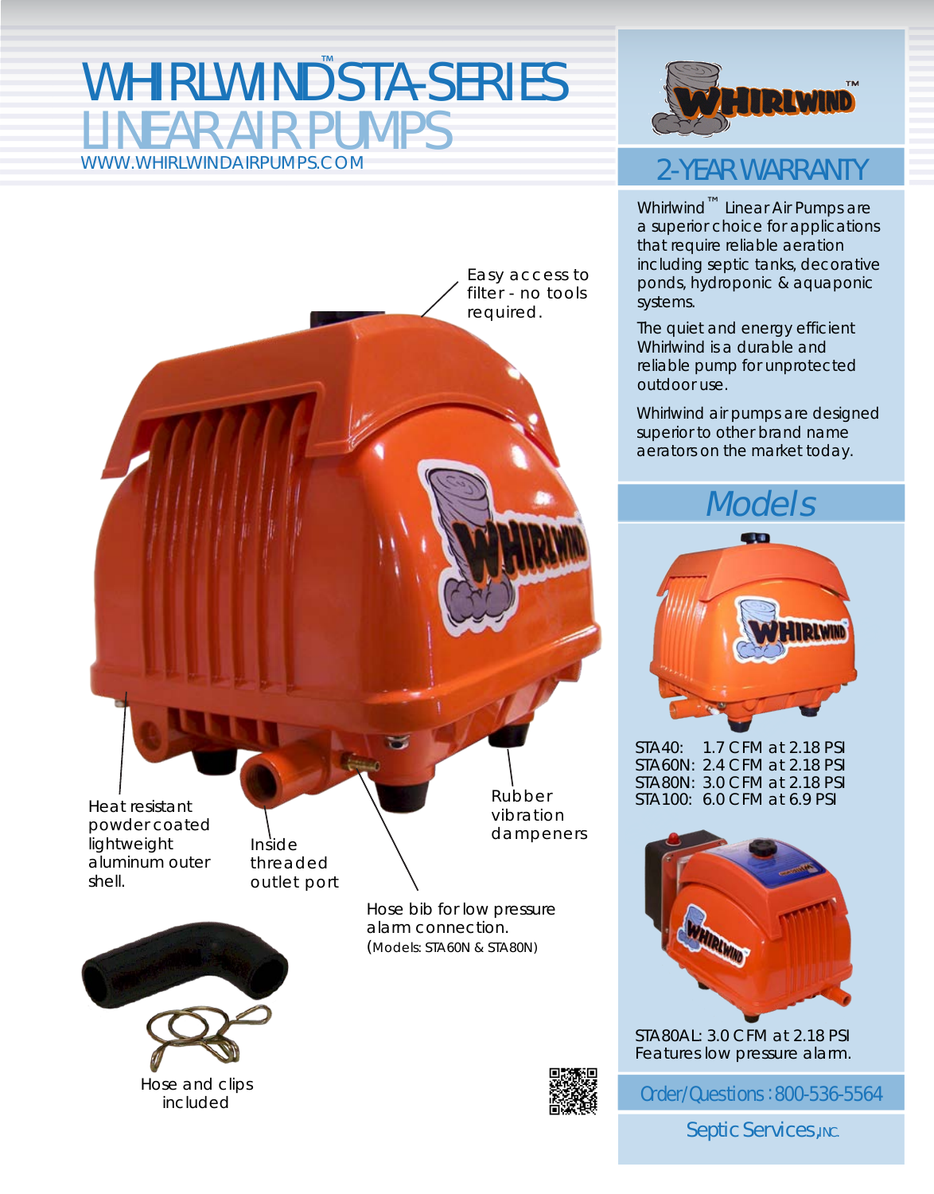# WHIRLWIND™ STA-SERIES LINEAR AIR PUMPS

WWW.WHIRLWINDAIRPUMPS.COM

Easy access to filter - no tools required.

Heat resistant powder coated lightweight aluminum outer shell.

Inside threaded outlet port

Rubber vibration dampeners

Hose bib for low pressure alarm connection. (Models: STA60N & STA80N)

Hose and clips included

## 2-YEAR WARRANTY

Whirlwind™ Linear Air Pumps are a superior choice for applications that require reliable aeration including septic tanks, decorative ponds, hydroponic & aquaponic systems.

The quiet and energy efficient Whirlwind is a durable and reliable pump for unprotected outdoor use.

Whirlwind air pumps are designed superior to other brand name aerators on the market today.

## *Models*

STA40: 1.7 CFM at 2.18 PSI
STA60N: 2.4 CFM at 2.18 PSI
STA80N: 3.0 CFM at 2.18 PSI
STA100: 6.0 CFM at 6.9 PSI

STA80AL: 3.0 CFM at 2.18 PSI
Features low pressure alarm.

Order/Questions : 800-536-5564

Septic Services, INC.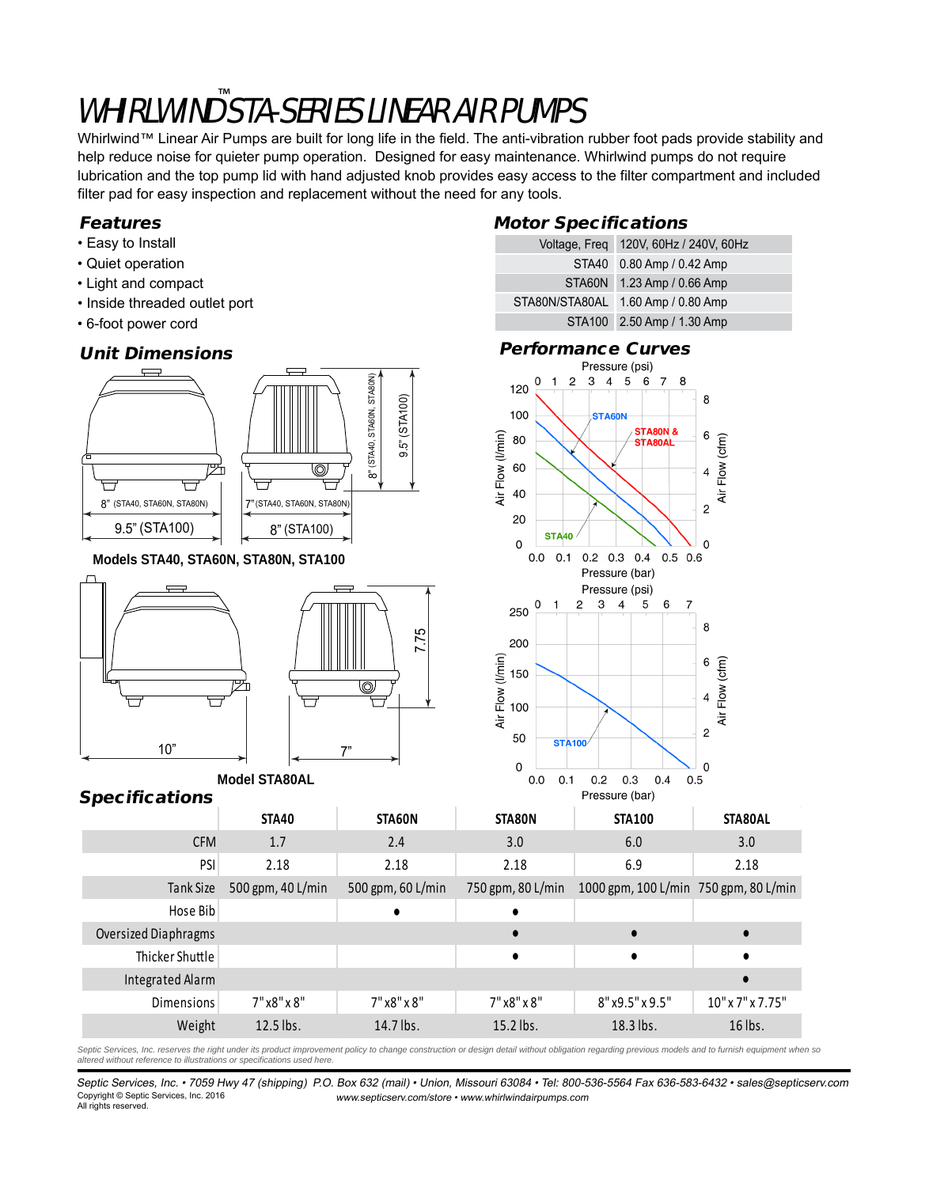# WHIRLWIND™ STA-SERIES LINEAR AIR PUMPS

Whirlwind™ Linear Air Pumps are built for long life in the field. The anti-vibration rubber foot pads provide stability and help reduce noise for quieter pump operation. Designed for easy maintenance. Whirlwind pumps do not require lubrication and the top pump lid with hand adjusted knob provides easy access to the filter compartment and included filter pad for easy inspection and replacement without the need for any tools.

## Features

- Easy to Install
- Quiet operation
- Light and compact
- Inside threaded outlet port
- 6-foot power cord

## Motor Specifications

| | |
|---|---|
| Voltage, Freq | 120V, 60Hz / 240V, 60Hz |
| STA40 | 0.80 Amp / 0.42 Amp |
| STA60N | 1.23 Amp / 0.66 Amp |
| STA80N/STA80AL | 1.60 Amp / 0.80 Amp |
| STA100 | 2.50 Amp / 1.30 Amp |

## Unit Dimensions

8" (STA40, STA60N, STA80N)
9.5" (STA100)
7" (STA40, STA60N, STA80N)
8" (STA100)
8" (STA40, STA60N, STA80N)
9.5" (STA100)

**Models STA40, STA60N, STA80N, STA100**

10"
7"
7.75

**Model STA80AL**

## Performance Curves

Pressure (psi)
0 1 2 3 4 5 6 7 8
Air Flow (l/min) 0 20 40 60 80 100 120
Air Flow (cfm) 0 2 4 6 8
STA60N
STA80N & STA80AL
STA40
0.0 0.1 0.2 0.3 0.4 0.5 0.6
Pressure (bar)

Pressure (psi)
0 1 2 3 4 5 6 7
Air Flow (l/min) 0 50 100 150 200 250
Air Flow (cfm) 0 2 4 6 8
STA100
0.0 0.1 0.2 0.3 0.4 0.5
Pressure (bar)

## Specifications

| | STA40 | STA60N | STA80N | STA100 | STA80AL |
|---|---|---|---|---|---|
| CFM | 1.7 | 2.4 | 3.0 | 6.0 | 3.0 |
| PSI | 2.18 | 2.18 | 2.18 | 6.9 | 2.18 |
| Tank Size | 500 gpm, 40 L/min | 500 gpm, 60 L/min | 750 gpm, 80 L/min | 1000 gpm, 100 L/min | 750 gpm, 80 L/min |
| Hose Bib | | • | • | | |
| Oversized Diaphragms | | | • | • | • |
| Thicker Shuttle | | | • | • | • |
| Integrated Alarm | | | | | • |
| Dimensions | 7" x 8" x 8" | 7" x 8" x 8" | 7" x8" x 8" | 8" x9.5" x 9.5" | 10" x 7" x 7.75" |
| Weight | 12.5 lbs. | 14.7 lbs. | 15.2 lbs. | 18.3 lbs. | 16 lbs. |

*Septic Services, Inc. reserves the right under its product improvement policy to change construction or design detail without obligation regarding previous models and to furnish equipment when so altered without reference to illustrations or specifications used here.*

*Septic Services, Inc. • 7059 Hwy 47 (shipping) P.O. Box 632 (mail) • Union, Missouri 63084 • Tel: 800-536-5564 Fax 636-583-6432 • sales@septicserv.com*
*www.septicserv.com/store • www.whirlwindairpumps.com*

Copyright © Septic Services, Inc. 2016
All rights reserved.